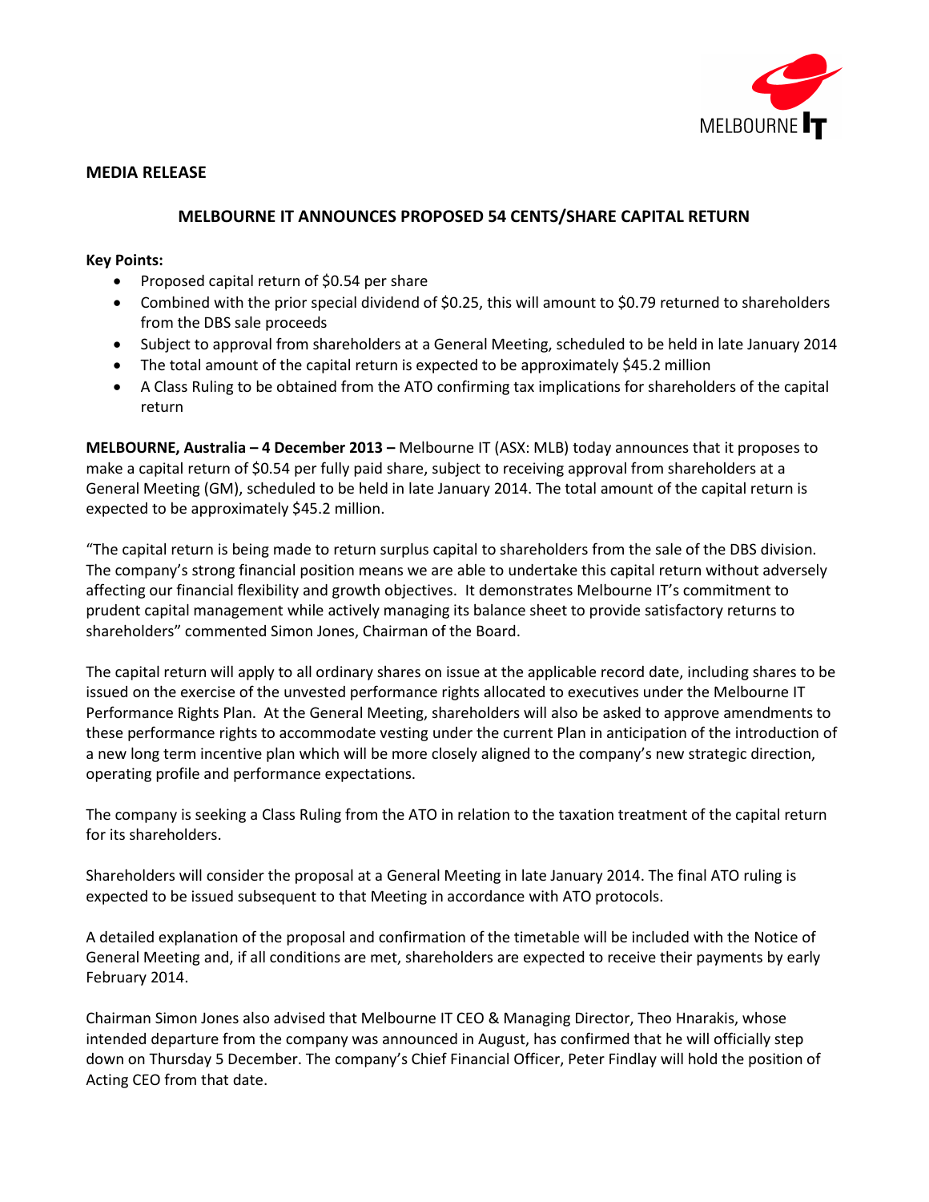**MEDIA RELEASE**

## MELBOURNE IT ANNOUNCES PROPOSED 54 CENTS/SHARE CAPITAL RETURN

**Key Points:**

- Proposed capital return of $0.54 per share
- Combined with the prior special dividend of $0.25, this will amount to $0.79 returned to shareholders from the DBS sale proceeds
- Subject to approval from shareholders at a General Meeting, scheduled to be held in late January 2014
- The total amount of the capital return is expected to be approximately $45.2 million
- A Class Ruling to be obtained from the ATO confirming tax implications for shareholders of the capital return

**MELBOURNE, Australia – 4 December 2013 –** Melbourne IT (ASX: MLB) today announces that it proposes to make a capital return of $0.54 per fully paid share, subject to receiving approval from shareholders at a General Meeting (GM), scheduled to be held in late January 2014. The total amount of the capital return is expected to be approximately $45.2 million.

"The capital return is being made to return surplus capital to shareholders from the sale of the DBS division. The company's strong financial position means we are able to undertake this capital return without adversely affecting our financial flexibility and growth objectives. It demonstrates Melbourne IT's commitment to prudent capital management while actively managing its balance sheet to provide satisfactory returns to shareholders" commented Simon Jones, Chairman of the Board.

The capital return will apply to all ordinary shares on issue at the applicable record date, including shares to be issued on the exercise of the unvested performance rights allocated to executives under the Melbourne IT Performance Rights Plan. At the General Meeting, shareholders will also be asked to approve amendments to these performance rights to accommodate vesting under the current Plan in anticipation of the introduction of a new long term incentive plan which will be more closely aligned to the company's new strategic direction, operating profile and performance expectations.

The company is seeking a Class Ruling from the ATO in relation to the taxation treatment of the capital return for its shareholders.

Shareholders will consider the proposal at a General Meeting in late January 2014. The final ATO ruling is expected to be issued subsequent to that Meeting in accordance with ATO protocols.

A detailed explanation of the proposal and confirmation of the timetable will be included with the Notice of General Meeting and, if all conditions are met, shareholders are expected to receive their payments by early February 2014.

Chairman Simon Jones also advised that Melbourne IT CEO & Managing Director, Theo Hnarakis, whose intended departure from the company was announced in August, has confirmed that he will officially step down on Thursday 5 December. The company's Chief Financial Officer, Peter Findlay will hold the position of Acting CEO from that date.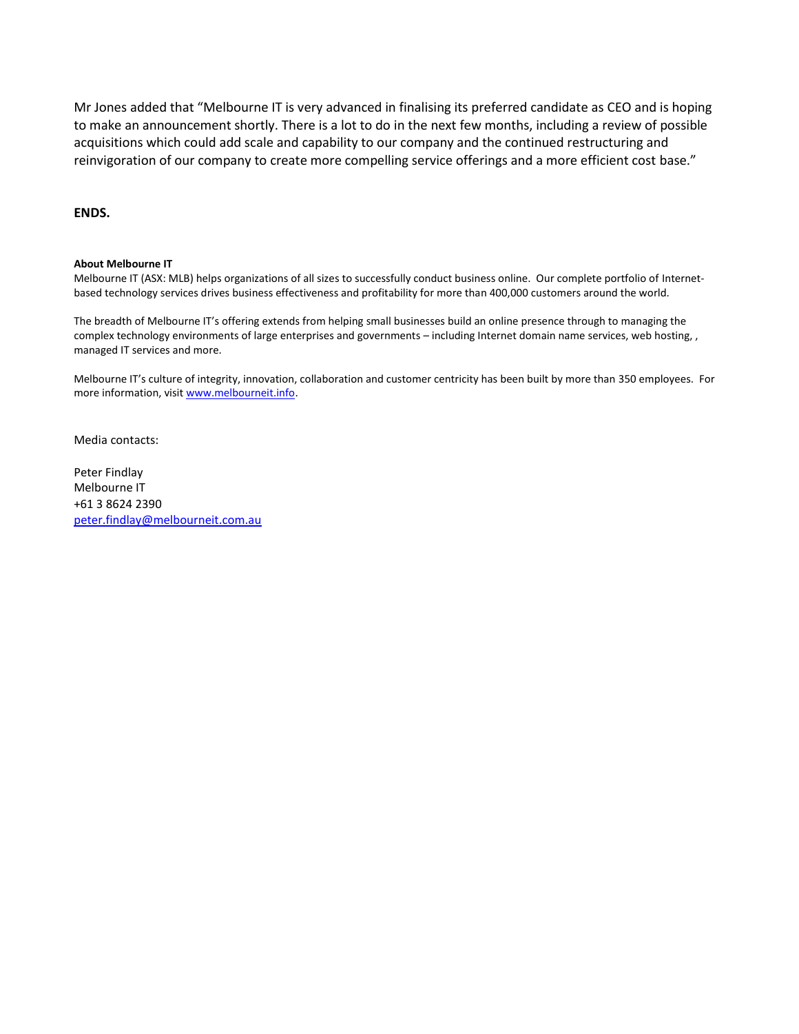Mr Jones added that "Melbourne IT is very advanced in finalising its preferred candidate as CEO and is hoping to make an announcement shortly. There is a lot to do in the next few months, including a review of possible acquisitions which could add scale and capability to our company and the continued restructuring and reinvigoration of our company to create more compelling service offerings and a more efficient cost base."

**ENDS.**

**About Melbourne IT**

Melbourne IT (ASX: MLB) helps organizations of all sizes to successfully conduct business online. Our complete portfolio of Internet-based technology services drives business effectiveness and profitability for more than 400,000 customers around the world.

The breadth of Melbourne IT's offering extends from helping small businesses build an online presence through to managing the complex technology environments of large enterprises and governments – including Internet domain name services, web hosting, , managed IT services and more.

Melbourne IT's culture of integrity, innovation, collaboration and customer centricity has been built by more than 350 employees. For more information, visit [www.melbourneit.info](http://www.melbourneit.info).

Media contacts:

Peter Findlay
Melbourne IT
+61 3 8624 2390
[peter.findlay@melbourneit.com.au](mailto:peter.findlay@melbourneit.com.au)